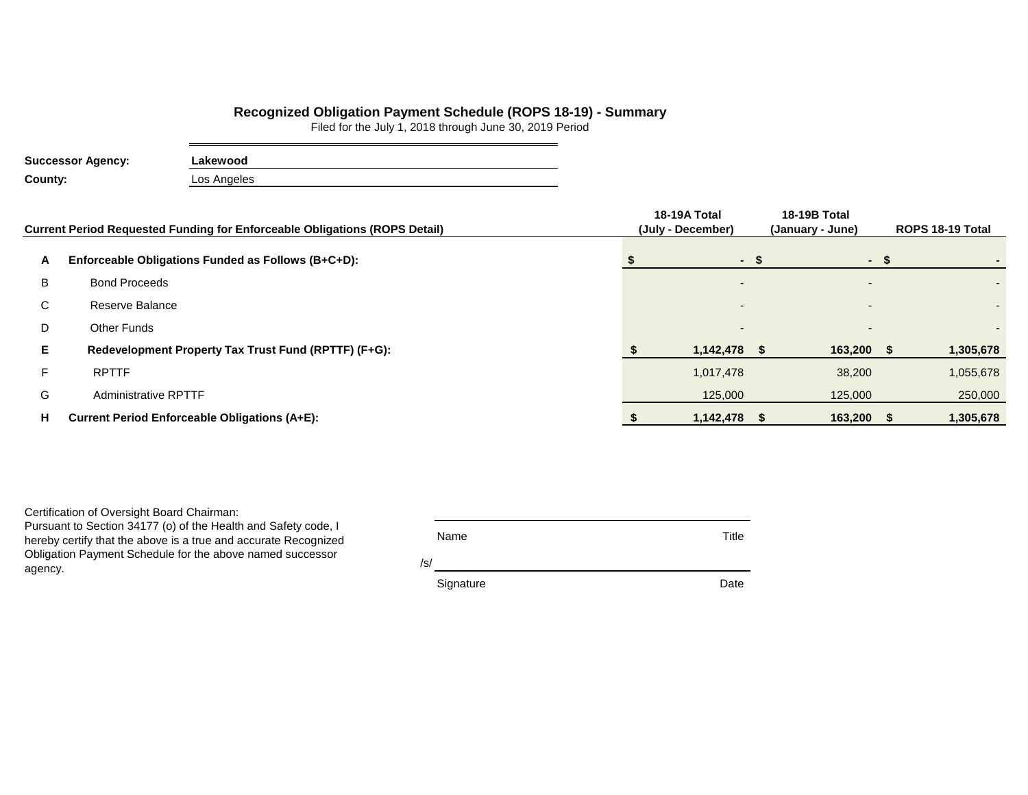## Recognized Obligation Payment Schedule (ROPS 18-19) - Summary

Filed for the July 1, 2018 through June 30, 2019 Period

**Successor Agency:** **Lakewood**

**County:** Los Angeles

| | Current Period Requested Funding for Enforceable Obligations (ROPS Detail) | 18-19A Total (July - December) | 18-19B Total (January - June) | ROPS 18-19 Total |
|---|---|---|---|---|
| **A** | **Enforceable Obligations Funded as Follows (B+C+D):** | **$ -** | **$ -** | **$ -** |
| B | Bond Proceeds | - | - | - |
| C | Reserve Balance | - | - | - |
| D | Other Funds | - | - | - |
| **E** | **Redevelopment Property Tax Trust Fund (RPTTF) (F+G):** | **$ 1,142,478** | **$ 163,200** | **$ 1,305,678** |
| F | RPTTF | 1,017,478 | 38,200 | 1,055,678 |
| G | Administrative RPTTF | 125,000 | 125,000 | 250,000 |
| **H** | **Current Period Enforceable Obligations (A+E):** | **$ 1,142,478** | **$ 163,200** | **$ 1,305,678** |

Certification of Oversight Board Chairman:
Pursuant to Section 34177 (o) of the Health and Safety code, I hereby certify that the above is a true and accurate Recognized Obligation Payment Schedule for the above named successor agency.

| Name | Title |
|---|---|
| /s/ | |
| Signature | Date |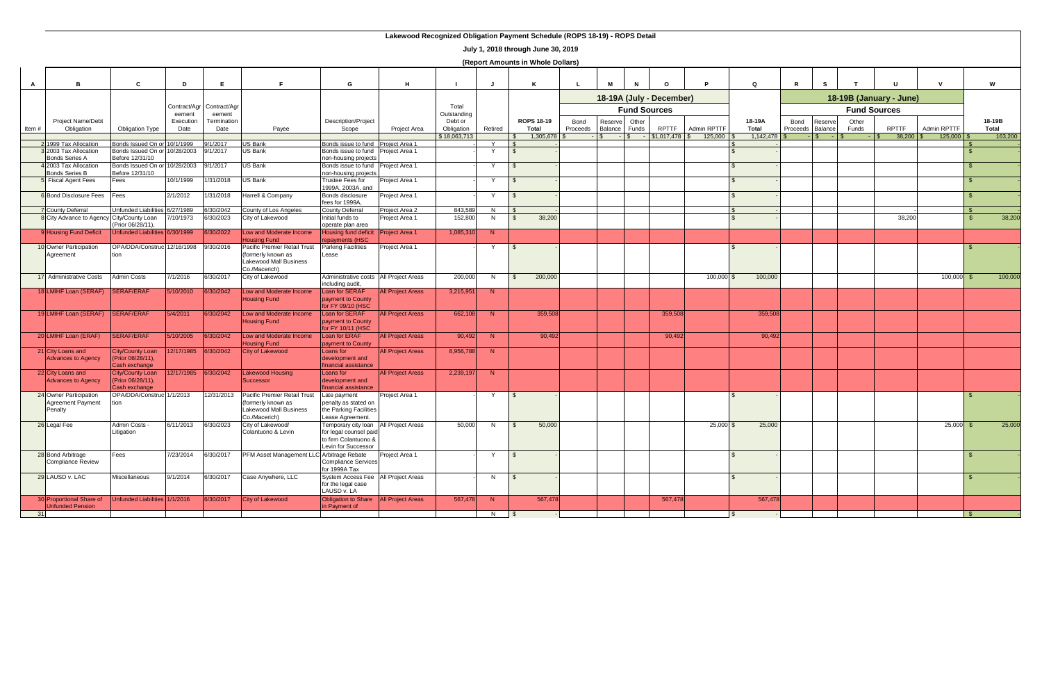# Lakewood Recognized Obligation Payment Schedule (ROPS 18-19) - ROPS Detail

**July 1, 2018 through June 30, 2019**

**(Report Amounts in Whole Dollars)**

| A | B | C | D | E | F | G | H | I | J | K | L | M | N | O | P | Q | R | S | T | U | V | W |
|---|---|---|---|---|---|---|---|---|---|---|---|---|---|---|---|---|---|---|---|---|---|---|
| | | | | | | | | | | | 18-19A (July - December) | | | | | | 18-19B (January - June) | | | | | |
| | | | | | | | | | | | Fund Sources | | | | | | Fund Sources | | | | | |
| Item # | Project Name/Debt Obligation | Obligation Type | Contract/Agreement Execution Date | Contract/Agreement Termination Date | Payee | Description/Project Scope | Project Area | Total Outstanding Debt or Obligation | Retired | ROPS 18-19 Total | Bond Proceeds | Reserve Balance | Other Funds | RPTTF | Admin RPTTF | 18-19A Total | Bond Proceeds | Reserve Balance | Other Funds | RPTTF | Admin RPTTF | 18-19B Total |
| | | | | | | | | $ 18,063,713 | | $ 1,305,678 | $ - | $ - | $ - | $1,017,478 | $ 125,000 | $ 1,142,478 | $ - | $ - | $ - | $ 38,200 | $ 125,000 | $ 163,200 |
| 2 | 1999 Tax Allocation | Bonds Issued On or | 10/1/1999 | 9/1/2017 | US Bank | Bonds issue to fund | Project Area 1 | | Y | $ - | | | | | | $ - | | | | | | $ - |
| 3 | 2003 Tax Allocation Bonds Series A | Bonds Issued On or Before 12/31/10 | 10/28/2003 | 9/1/2017 | US Bank | Bonds issue to fund non-housing projects | Project Area 1 | | Y | $ - | | | | | | $ - | | | | | | $ - |
| 4 | 2003 Tax Allocation Bonds Series B | Bonds Issued On or Before 12/31/10 | 10/28/2003 | 9/1/2017 | US Bank | Bonds issue to fund non-housing projects | Project Area 1 | - | Y | $ - | | | | | | $ - | | | | | | $ - |
| 5 | Fiscal Agent Fees | Fees | 10/1/1999 | 1/31/2018 | US Bank | Trustee Fees for 1999A, 2003A, and | Project Area 1 | - | Y | $ - | | | | | | $ - | | | | | | $ - |
| 6 | Bond Disclosure Fees | Fees | 2/1/2012 | 1/31/2018 | Harrell & Company | Bonds disclosure fees for 1999A, | Project Area 1 | - | Y | $ - | | | | | | $ - | | | | | | $ - |
| 7 | County Deferral | Unfunded Liabilities | 6/27/1989 | 6/30/2042 | County of Los Angeles | County Deferral | Project Area 2 | 843,589 | N | $ - | | | | | | $ - | | | | - | | $ - |
| 8 | City Advance to Agency | City/County Loan (Prior 06/28/11), | 7/10/1973 | 6/30/2023 | City of Lakewood | Initial funds to operate plan area | Project Area 1 | 152,800 | N | $ 38,200 | | | | | | $ - | | | | 38,200 | | $ 38,200 |
| 9 | Housing Fund Deficit | Unfunded Liabilities | 6/30/1999 | 6/30/2022 | Low and Moderate Income Housing Fund | Housing fund deficit repayments (HSC | Project Area 1 | 1,085,310 | N | | | | | | | | | | | | | |
| 10 | Owner Participation Agreement | OPA/DDA/Construction | 12/16/1998 | 9/30/2016 | Pacific Premier Retail Trust (formerly known as Lakewood Mall Business Co./Macerich) | Parking Facilities Lease | Project Area 1 | - | Y | $ - | | | | | | $ - | | | | | | $ - |
| 17 | Administrative Costs | Admin Costs | 7/1/2016 | 6/30/2017 | City of Lakewood | Administrative costs including audit, | All Project Areas | 200,000 | N | $ 200,000 | | | | | 100,000 | $ 100,000 | | | | | 100,000 | $ 100,000 |
| 18 | LMIHF Loan (SERAF) | SERAF/ERAF | 5/10/2010 | 6/30/2042 | Low and Moderate Income Housing Fund | Loan for SERAF payment to County for FY 09/10 (HSC | All Project Areas | 3,215,951 | N | | | | | | | | | | | | | |
| 19 | LMIHF Loan (SERAF) | SERAF/ERAF | 5/4/2011 | 6/30/2042 | Low and Moderate Income Housing Fund | Loan for SERAF payment to County for FY 10/11 (HSC | All Project Areas | 662,108 | N | 359,508 | | | | 359,508 | | 359,508 | | | | | | |
| 20 | LMIHF Loan (ERAF) | SERAF/ERAF | 5/10/2005 | 6/30/2042 | Low and Moderate Income Housing Fund | Loan for ERAF payment to County | All Project Areas | 90,492 | N | 90,492 | | | | 90,492 | | 90,492 | | | | | | |
| 21 | City Loans and Advances to Agency | City/County Loan (Prior 06/28/11), Cash exchange | 12/17/1985 | 6/30/2042 | City of Lakewood | Loans for development and financial assistance | All Project Areas | 8,956,788 | N | | | | | | | | | | | | | |
| 22 | City Loans and Advances to Agency | City/County Loan (Prior 06/28/11), Cash exchange | 12/17/1985 | 6/30/2042 | Lakewood Housing Successor | Loans for development and financial assistance | All Project Areas | 2,239,197 | N | | | | | | | | | | | | | |
| 24 | Owner Participation Agreement Payment Penalty | OPA/DDA/Construction | 1/1/2013 | 12/31/2013 | Pacific Premier Retail Trust (formerly known as Lakewood Mall Business Co./Macerich) | Late payment penalty as stated on the Parking Facilities Lease Agreement. | Project Area 1 | - | Y | $ - | | | | | | $ - | | | | | | $ - |
| 26 | Legal Fee | Admin Costs - Litigation | 6/11/2013 | 6/30/2023 | City of Lakewood/ Colantuono & Levin | Temporary city loan for legal counsel paid to firm Colantuono & Levin for Successor | All Project Areas | 50,000 | N | $ 50,000 | | | | | 25,000 | $ 25,000 | | | | | 25,000 | $ 25,000 |
| 28 | Bond Arbitrage Compliance Review | Fees | 7/23/2014 | 6/30/2017 | PFM Asset Management LLC | Arbitrage Rebate Compliance Services for 1999A Tax | Project Area 1 | - | Y | $ - | | | | | | $ - | | | | | | $ - |
| 29 | LAUSD v. LAC | Miscellaneous | 9/1/2014 | 6/30/2017 | Case Anywhere, LLC | System Access Fee for the legal case LAUSD v. LA | All Project Areas | - | N | $ - | | | | | | $ - | | | | | | $ - |
| 30 | Proportional Share of Unfunded Pension | Unfunded Liabilities | 1/1/2016 | 6/30/2017 | City of Lakewood | Obligation to Share in Payment of | All Project Areas | 567,478 | N | 567,478 | | | | 567,478 | | 567,478 | | | | | | |
| 31 | | | | | | | | | N | $ - | | | | | | $ - | | | | | | $ - |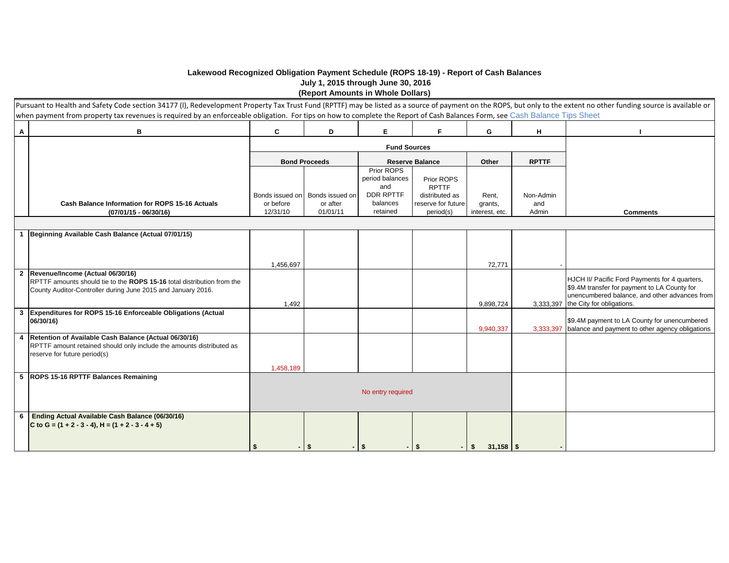# Lakewood Recognized Obligation Payment Schedule (ROPS 18-19) - Report of Cash Balances
## July 1, 2015 through June 30, 2016
### (Report Amounts in Whole Dollars)

Pursuant to Health and Safety Code section 34177 (l), Redevelopment Property Tax Trust Fund (RPTTF) may be listed as a source of payment on the ROPS, but only to the extent no other funding source is available or when payment from property tax revenues is required by an enforceable obligation. For tips on how to complete the Report of Cash Balances Form, see Cash Balance Tips Sheet

| A | B | C | D | E | F | G | H | I |
|---|---|---|---|---|---|---|---|---|
| | | Fund Sources | | | | | | |
| | | Bond Proceeds | | Reserve Balance | | Other | RPTTF | |
| | **Cash Balance Information for ROPS 15-16 Actuals (07/01/15 - 06/30/16)** | Bonds issued on or before 12/31/10 | Bonds issued on or after 01/01/11 | Prior ROPS period balances and DDR RPTTF balances retained | Prior ROPS RPTTF distributed as reserve for future period(s) | Rent, grants, interest, etc. | Non-Admin and Admin | **Comments** |
| 1 | **Beginning Available Cash Balance (Actual 07/01/15)** | 1,456,697 | | | | 72,771 | - | |
| 2 | **Revenue/Income (Actual 06/30/16)** RPTTF amounts should tie to the **ROPS 15-16** total distribution from the County Auditor-Controller during June 2015 and January 2016. | 1,492 | | | | 9,898,724 | 3,333,397 | HJCH II/ Pacific Ford Payments for 4 quarters, $9.4M transfer for payment to LA County for unencumbered balance, and other advances from the City for obligations. |
| 3 | **Expenditures for ROPS 15-16 Enforceable Obligations (Actual 06/30/16)** | | | | | 9,940,337 | 3,333,397 | $9.4M payment to LA County for unencumbered balance and payment to other agency obligations |
| 4 | **Retention of Available Cash Balance (Actual 06/30/16)** RPTTF amount retained should only include the amounts distributed as reserve for future period(s) | 1,458,189 | | | | | | |
| 5 | **ROPS 15-16 RPTTF Balances Remaining** | No entry required | | | | | | |
| 6 | **Ending Actual Available Cash Balance (06/30/16)** **C to G = (1 + 2 - 3 - 4), H = (1 + 2 - 3 - 4 + 5)** | $ - | $ - | $ - | $ - | $ 31,158 | $ - | |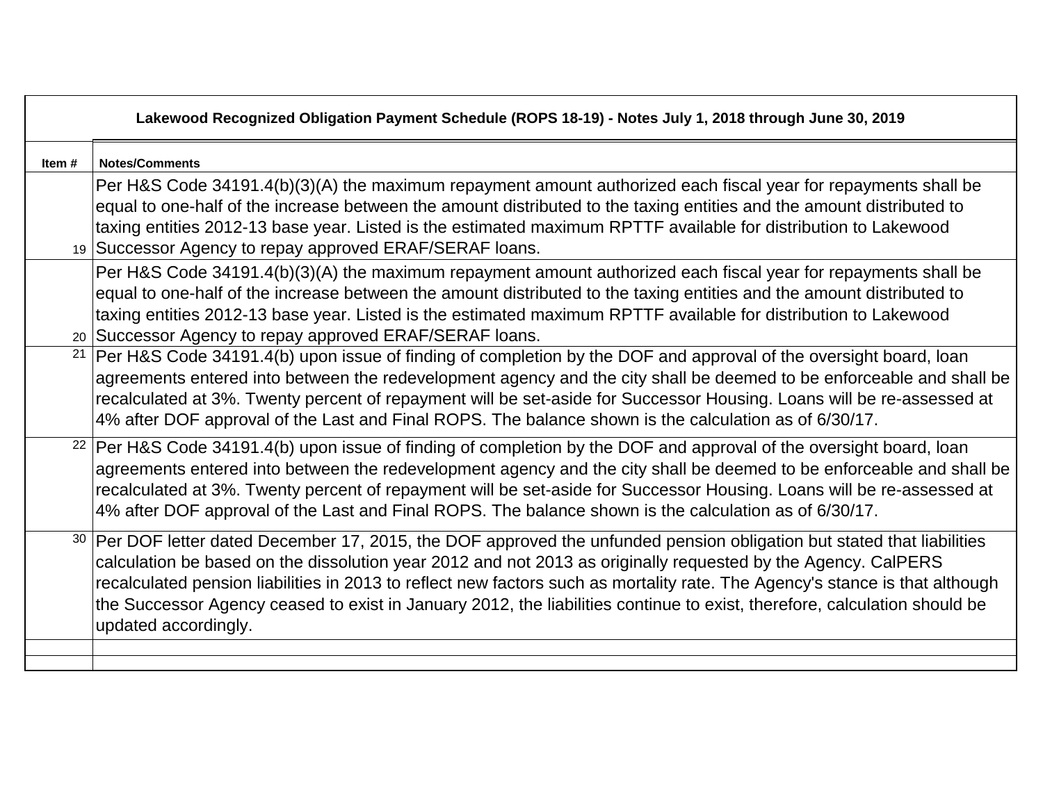| Lakewood Recognized Obligation Payment Schedule (ROPS 18-19) - Notes July 1, 2018 through June 30, 2019 | |
|---|---|
| **Item #** | **Notes/Comments** |
| 19 | Per H&S Code 34191.4(b)(3)(A) the maximum repayment amount authorized each fiscal year for repayments shall be equal to one-half of the increase between the amount distributed to the taxing entities and the amount distributed to taxing entities 2012-13 base year. Listed is the estimated maximum RPTTF available for distribution to Lakewood Successor Agency to repay approved ERAF/SERAF loans. |
| 20 | Per H&S Code 34191.4(b)(3)(A) the maximum repayment amount authorized each fiscal year for repayments shall be equal to one-half of the increase between the amount distributed to the taxing entities and the amount distributed to taxing entities 2012-13 base year. Listed is the estimated maximum RPTTF available for distribution to Lakewood Successor Agency to repay approved ERAF/SERAF loans. |
| 21 | Per H&S Code 34191.4(b) upon issue of finding of completion by the DOF and approval of the oversight board, loan agreements entered into between the redevelopment agency and the city shall be deemed to be enforceable and shall be recalculated at 3%. Twenty percent of repayment will be set-aside for Successor Housing. Loans will be re-assessed at 4% after DOF approval of the Last and Final ROPS. The balance shown is the calculation as of 6/30/17. |
| 22 | Per H&S Code 34191.4(b) upon issue of finding of completion by the DOF and approval of the oversight board, loan agreements entered into between the redevelopment agency and the city shall be deemed to be enforceable and shall be recalculated at 3%. Twenty percent of repayment will be set-aside for Successor Housing. Loans will be re-assessed at 4% after DOF approval of the Last and Final ROPS. The balance shown is the calculation as of 6/30/17. |
| 30 | Per DOF letter dated December 17, 2015, the DOF approved the unfunded pension obligation but stated that liabilities calculation be based on the dissolution year 2012 and not 2013 as originally requested by the Agency. CalPERS recalculated pension liabilities in 2013 to reflect new factors such as mortality rate. The Agency's stance is that although the Successor Agency ceased to exist in January 2012, the liabilities continue to exist, therefore, calculation should be updated accordingly. |
| | |
| | |